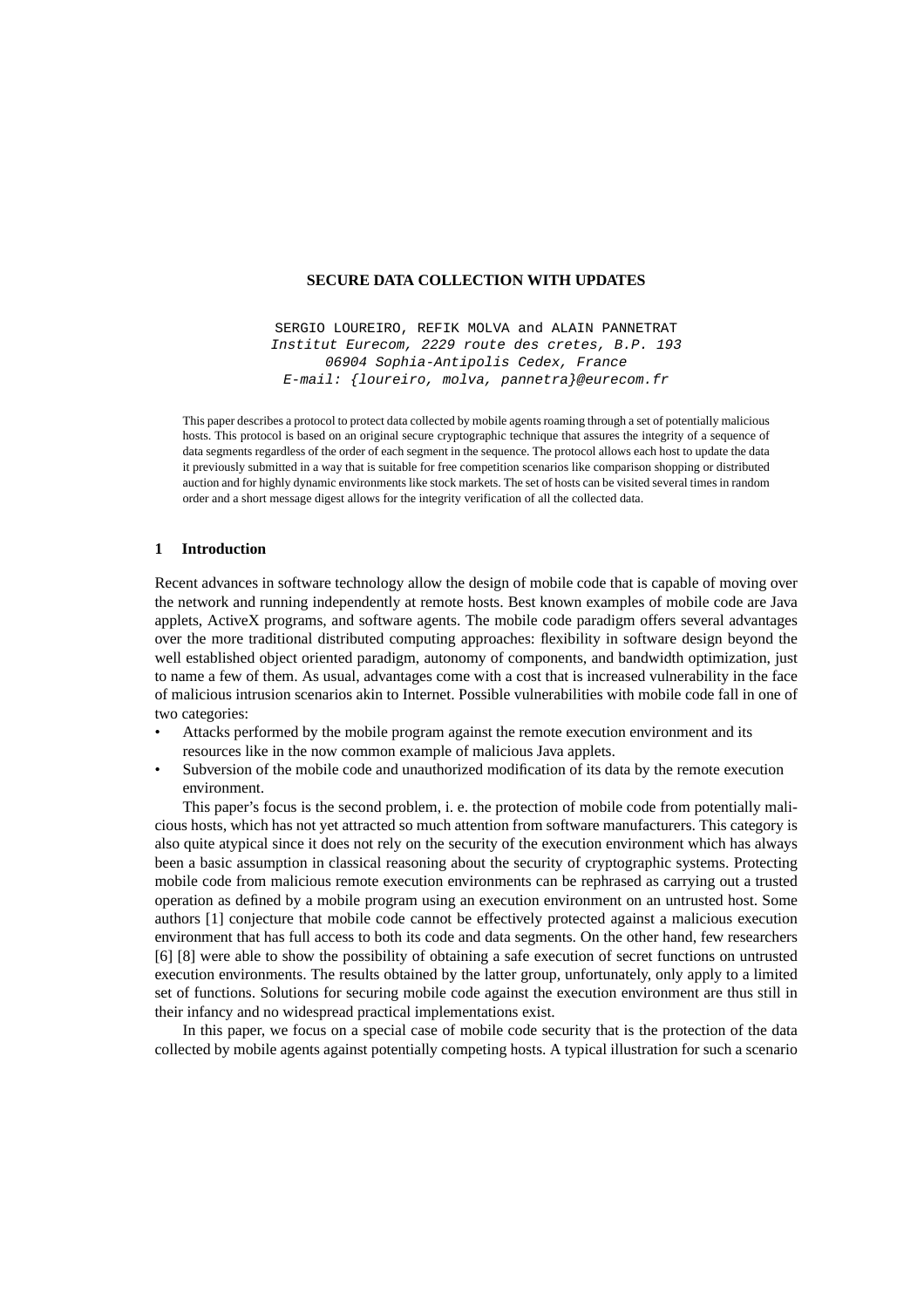# SECURE DATA COLLECTION WITH UPDATES

SERGIO LOUREIRO, REFIK MOLVA and ALAIN PANNETRAT
*Institut Eurecom, 2229 route des cretes, B.P. 193*
*06904 Sophia-Antipolis Cedex, France*
*E-mail: {loureiro, molva, pannetra}@eurecom.fr*

This paper describes a protocol to protect data collected by mobile agents roaming through a set of potentially malicious hosts. This protocol is based on an original secure cryptographic technique that assures the integrity of a sequence of data segments regardless of the order of each segment in the sequence. The protocol allows each host to update the data it previously submitted in a way that is suitable for free competition scenarios like comparison shopping or distributed auction and for highly dynamic environments like stock markets. The set of hosts can be visited several times in random order and a short message digest allows for the integrity verification of all the collected data.

## 1 Introduction

Recent advances in software technology allow the design of mobile code that is capable of moving over the network and running independently at remote hosts. Best known examples of mobile code are Java applets, ActiveX programs, and software agents. The mobile code paradigm offers several advantages over the more traditional distributed computing approaches: flexibility in software design beyond the well established object oriented paradigm, autonomy of components, and bandwidth optimization, just to name a few of them. As usual, advantages come with a cost that is increased vulnerability in the face of malicious intrusion scenarios akin to Internet. Possible vulnerabilities with mobile code fall in one of two categories:

- Attacks performed by the mobile program against the remote execution environment and its resources like in the now common example of malicious Java applets.
- Subversion of the mobile code and unauthorized modification of its data by the remote execution environment.

This paper's focus is the second problem, i. e. the protection of mobile code from potentially malicious hosts, which has not yet attracted so much attention from software manufacturers. This category is also quite atypical since it does not rely on the security of the execution environment which has always been a basic assumption in classical reasoning about the security of cryptographic systems. Protecting mobile code from malicious remote execution environments can be rephrased as carrying out a trusted operation as defined by a mobile program using an execution environment on an untrusted host. Some authors [1] conjecture that mobile code cannot be effectively protected against a malicious execution environment that has full access to both its code and data segments. On the other hand, few researchers [6] [8] were able to show the possibility of obtaining a safe execution of secret functions on untrusted execution environments. The results obtained by the latter group, unfortunately, only apply to a limited set of functions. Solutions for securing mobile code against the execution environment are thus still in their infancy and no widespread practical implementations exist.

In this paper, we focus on a special case of mobile code security that is the protection of the data collected by mobile agents against potentially competing hosts. A typical illustration for such a scenario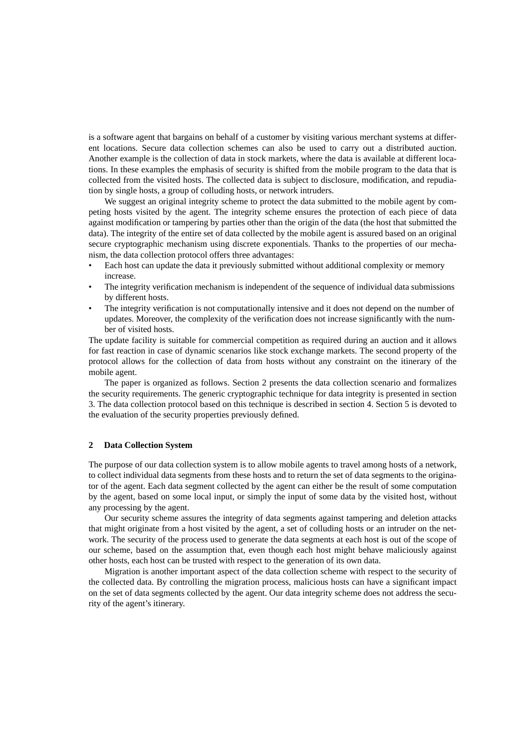is a software agent that bargains on behalf of a customer by visiting various merchant systems at different locations. Secure data collection schemes can also be used to carry out a distributed auction. Another example is the collection of data in stock markets, where the data is available at different locations. In these examples the emphasis of security is shifted from the mobile program to the data that is collected from the visited hosts. The collected data is subject to disclosure, modification, and repudiation by single hosts, a group of colluding hosts, or network intruders.

We suggest an original integrity scheme to protect the data submitted to the mobile agent by competing hosts visited by the agent. The integrity scheme ensures the protection of each piece of data against modification or tampering by parties other than the origin of the data (the host that submitted the data). The integrity of the entire set of data collected by the mobile agent is assured based on an original secure cryptographic mechanism using discrete exponentials. Thanks to the properties of our mechanism, the data collection protocol offers three advantages:

- Each host can update the data it previously submitted without additional complexity or memory increase.
- The integrity verification mechanism is independent of the sequence of individual data submissions by different hosts.
- The integrity verification is not computationally intensive and it does not depend on the number of updates. Moreover, the complexity of the verification does not increase significantly with the number of visited hosts.

The update facility is suitable for commercial competition as required during an auction and it allows for fast reaction in case of dynamic scenarios like stock exchange markets. The second property of the protocol allows for the collection of data from hosts without any constraint on the itinerary of the mobile agent.

The paper is organized as follows. Section 2 presents the data collection scenario and formalizes the security requirements. The generic cryptographic technique for data integrity is presented in section 3. The data collection protocol based on this technique is described in section 4. Section 5 is devoted to the evaluation of the security properties previously defined.

## 2 Data Collection System

The purpose of our data collection system is to allow mobile agents to travel among hosts of a network, to collect individual data segments from these hosts and to return the set of data segments to the originator of the agent. Each data segment collected by the agent can either be the result of some computation by the agent, based on some local input, or simply the input of some data by the visited host, without any processing by the agent.

Our security scheme assures the integrity of data segments against tampering and deletion attacks that might originate from a host visited by the agent, a set of colluding hosts or an intruder on the network. The security of the process used to generate the data segments at each host is out of the scope of our scheme, based on the assumption that, even though each host might behave maliciously against other hosts, each host can be trusted with respect to the generation of its own data.

Migration is another important aspect of the data collection scheme with respect to the security of the collected data. By controlling the migration process, malicious hosts can have a significant impact on the set of data segments collected by the agent. Our data integrity scheme does not address the security of the agent's itinerary.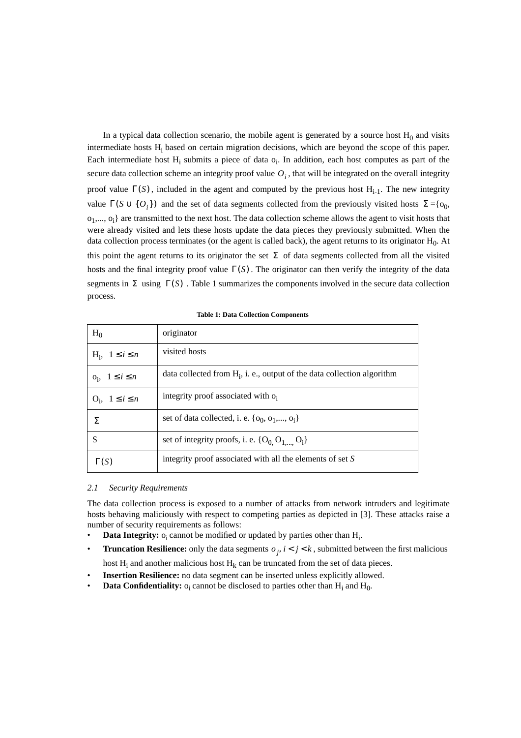In a typical data collection scenario, the mobile agent is generated by a source host $H_0$ and visits intermediate hosts $H_i$ based on certain migration decisions, which are beyond the scope of this paper. Each intermediate host $H_i$ submits a piece of data $o_i$. In addition, each host computes as part of the secure data collection scheme an integrity proof value $O_i$, that will be integrated on the overall integrity proof value $\Gamma(S)$, included in the agent and computed by the previous host $H_{i-1}$. The new integrity value $\Gamma(S \cup \{O_i\})$ and the set of data segments collected from the previously visited hosts $\Sigma = \{o_0, o_1, \ldots, o_i\}$ are transmitted to the next host. The data collection scheme allows the agent to visit hosts that were already visited and lets these hosts update the data pieces they previously submitted. When the data collection process terminates (or the agent is called back), the agent returns to its originator $H_0$. At this point the agent returns to its originator the set $\Sigma$ of data segments collected from all the visited hosts and the final integrity proof value $\Gamma(S)$. The originator can then verify the integrity of the data segments in $\Sigma$ using $\Gamma(S)$. Table 1 summarizes the components involved in the secure data collection process.

**Table 1: Data Collection Components**

| | |
|---|---|
| $H_0$ | originator |
| $H_i$, $1 \le i \le n$ | visited hosts |
| $o_i$, $1 \le i \le n$ | data collected from $H_i$, i. e., output of the data collection algorithm |
| $O_i$, $1 \le i \le n$ | integrity proof associated with $o_i$ |
| $\Sigma$ | set of data collected, i. e. $\{o_0, o_1, \ldots, o_i\}$ |
| S | set of integrity proofs, i. e. $\{O_0, O_1, \ldots, O_i\}$ |
| $\Gamma(S)$ | integrity proof associated with all the elements of set *S* |

### *2.1 Security Requirements*

The data collection process is exposed to a number of attacks from network intruders and legitimate hosts behaving maliciously with respect to competing parties as depicted in [3]. These attacks raise a number of security requirements as follows:

- **Data Integrity:** $o_i$ cannot be modified or updated by parties other than $H_i$.
- **Truncation Resilience:** only the data segments $o_j$, $i < j < k$, submitted between the first malicious host $H_i$ and another malicious host $H_k$ can be truncated from the set of data pieces.
- **Insertion Resilience:** no data segment can be inserted unless explicitly allowed.
- **Data Confidentiality:** $o_i$ cannot be disclosed to parties other than $H_i$ and $H_0$.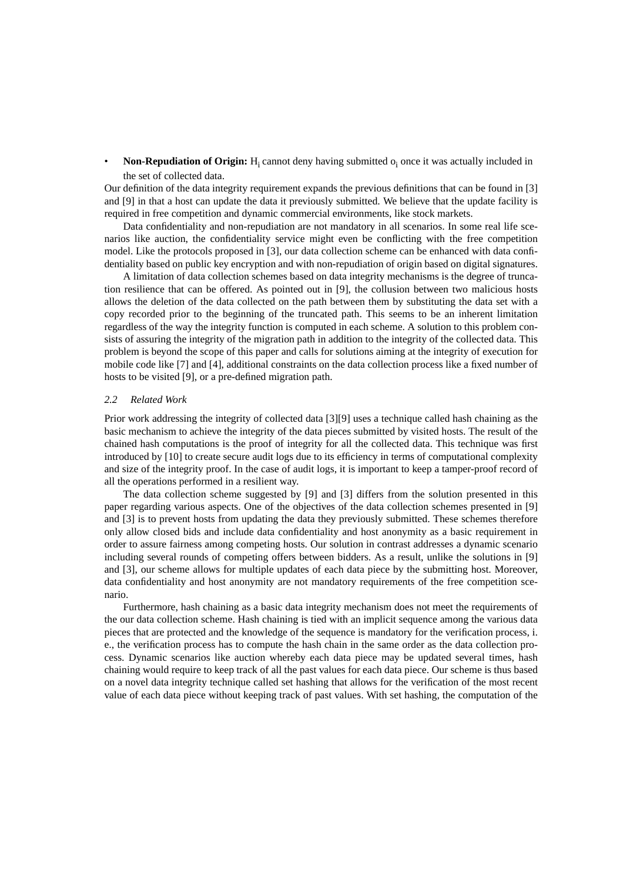- **Non-Repudiation of Origin:** $H_i$ cannot deny having submitted $o_i$ once it was actually included in the set of collected data.

Our definition of the data integrity requirement expands the previous definitions that can be found in [3] and [9] in that a host can update the data it previously submitted. We believe that the update facility is required in free competition and dynamic commercial environments, like stock markets.

Data confidentiality and non-repudiation are not mandatory in all scenarios. In some real life scenarios like auction, the confidentiality service might even be conflicting with the free competition model. Like the protocols proposed in [3], our data collection scheme can be enhanced with data confidentiality based on public key encryption and with non-repudiation of origin based on digital signatures.

A limitation of data collection schemes based on data integrity mechanisms is the degree of truncation resilience that can be offered. As pointed out in [9], the collusion between two malicious hosts allows the deletion of the data collected on the path between them by substituting the data set with a copy recorded prior to the beginning of the truncated path. This seems to be an inherent limitation regardless of the way the integrity function is computed in each scheme. A solution to this problem consists of assuring the integrity of the migration path in addition to the integrity of the collected data. This problem is beyond the scope of this paper and calls for solutions aiming at the integrity of execution for mobile code like [7] and [4], additional constraints on the data collection process like a fixed number of hosts to be visited [9], or a pre-defined migration path.

### *2.2 Related Work*

Prior work addressing the integrity of collected data [3][9] uses a technique called hash chaining as the basic mechanism to achieve the integrity of the data pieces submitted by visited hosts. The result of the chained hash computations is the proof of integrity for all the collected data. This technique was first introduced by [10] to create secure audit logs due to its efficiency in terms of computational complexity and size of the integrity proof. In the case of audit logs, it is important to keep a tamper-proof record of all the operations performed in a resilient way.

The data collection scheme suggested by [9] and [3] differs from the solution presented in this paper regarding various aspects. One of the objectives of the data collection schemes presented in [9] and [3] is to prevent hosts from updating the data they previously submitted. These schemes therefore only allow closed bids and include data confidentiality and host anonymity as a basic requirement in order to assure fairness among competing hosts. Our solution in contrast addresses a dynamic scenario including several rounds of competing offers between bidders. As a result, unlike the solutions in [9] and [3], our scheme allows for multiple updates of each data piece by the submitting host. Moreover, data confidentiality and host anonymity are not mandatory requirements of the free competition scenario.

Furthermore, hash chaining as a basic data integrity mechanism does not meet the requirements of the our data collection scheme. Hash chaining is tied with an implicit sequence among the various data pieces that are protected and the knowledge of the sequence is mandatory for the verification process, i. e., the verification process has to compute the hash chain in the same order as the data collection process. Dynamic scenarios like auction whereby each data piece may be updated several times, hash chaining would require to keep track of all the past values for each data piece. Our scheme is thus based on a novel data integrity technique called set hashing that allows for the verification of the most recent value of each data piece without keeping track of past values. With set hashing, the computation of the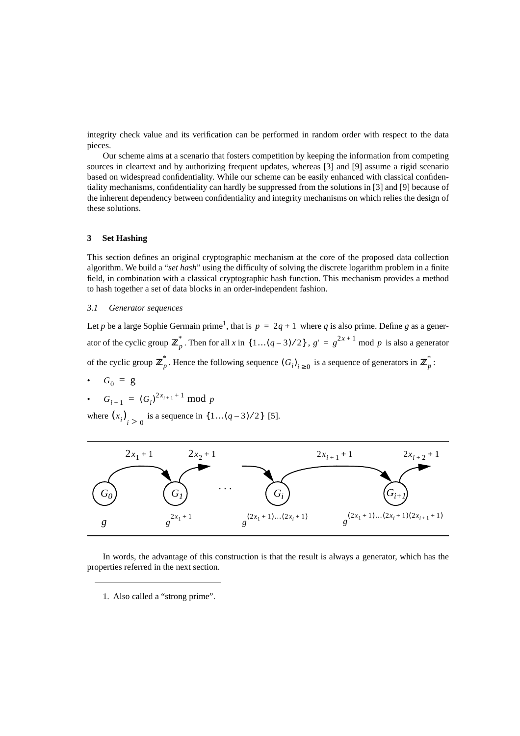integrity check value and its verification can be performed in random order with respect to the data pieces.

Our scheme aims at a scenario that fosters competition by keeping the information from competing sources in cleartext and by authorizing frequent updates, whereas [3] and [9] assume a rigid scenario based on widespread confidentiality. While our scheme can be easily enhanced with classical confidentiality mechanisms, confidentiality can hardly be suppressed from the solutions in [3] and [9] because of the inherent dependency between confidentiality and integrity mechanisms on which relies the design of these solutions.

## 3 Set Hashing

This section defines an original cryptographic mechanism at the core of the proposed data collection algorithm. We build a "*set hash*" using the difficulty of solving the discrete logarithm problem in a finite field, in combination with a classical cryptographic hash function. This mechanism provides a method to hash together a set of data blocks in an order-independent fashion.

### *3.1 Generator sequences*

Let $p$ be a large Sophie Germain prime[1], that is $p = 2q + 1$ where $q$ is also prime. Define $g$ as a generator of the cyclic group $\mathbb{Z}_p^*$. Then for all $x$ in $\{1 \ldots (q-3)/2\}$, $g' = g^{2x+1} \bmod p$ is also a generator of the cyclic group $\mathbb{Z}_p^*$. Hence the following sequence $(G_i)_{i \geq 0}$ is a sequence of generators in $\mathbb{Z}_p^*$:

- $G_0 = g$
- $G_{i+1} = (G_i)^{2x_{i+1}+1} \bmod p$

where $(x_i)_{i > 0}$ is a sequence in $\{1 \ldots (q-3)/2\}$ [5].

$$G_0 \xrightarrow{2x_1+1} G_1 \xrightarrow{2x_2+1} \cdots \rightarrow G_i \xrightarrow{2x_{i+1}+1} G_{i+1} \xrightarrow{2x_{i+2}+1}$$

$$g \qquad g^{2x_1+1} \qquad g^{(2x_1+1)\ldots(2x_i+1)} \qquad g^{(2x_1+1)\ldots(2x_i+1)(2x_{i+1}+1)}$$

In words, the advantage of this construction is that the result is always a generator, which has the properties referred in the next section.

1. Also called a "strong prime".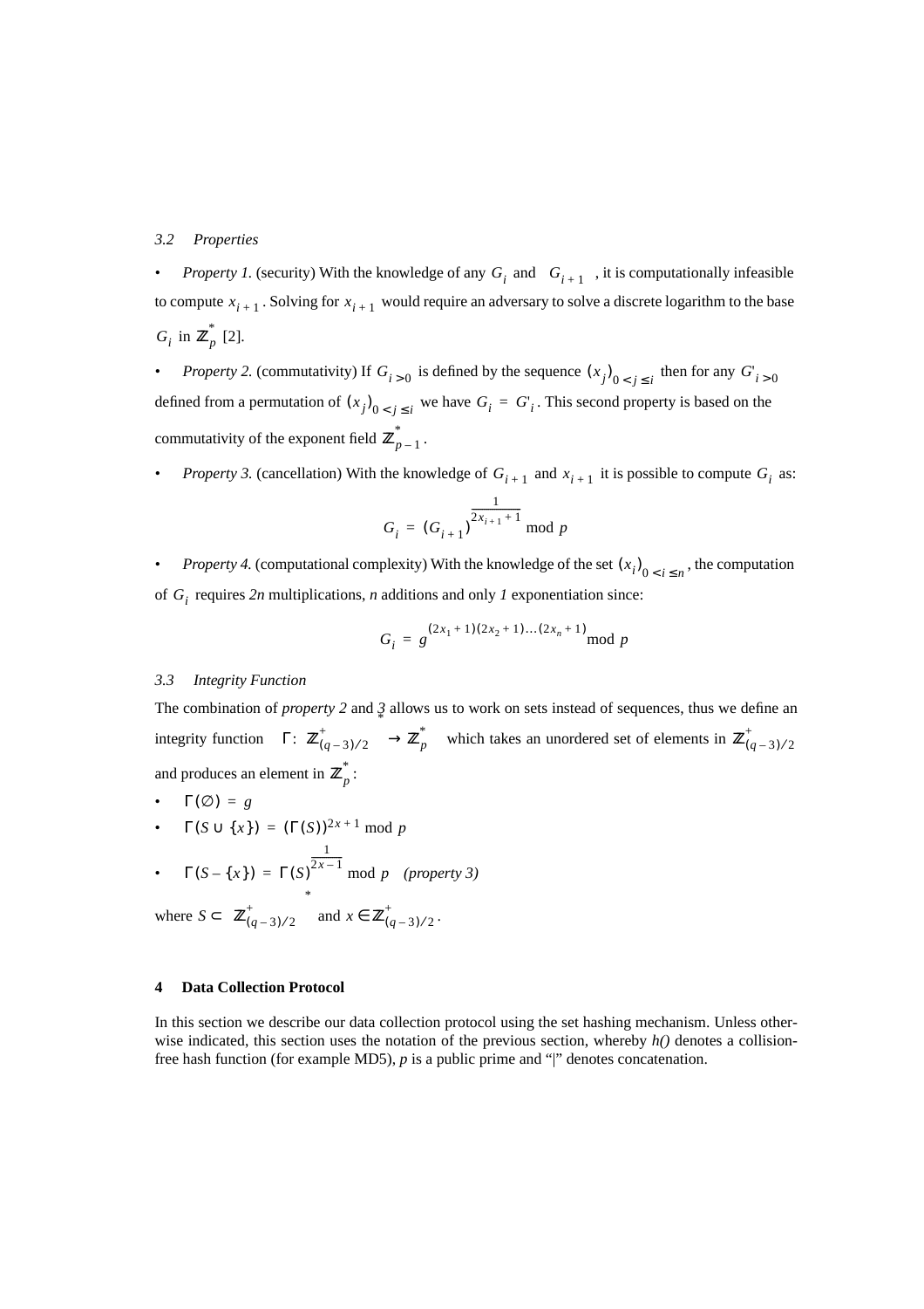### 3.2 Properties

- *Property 1.* (security) With the knowledge of any $G_i$ and $G_{i+1}$, it is computationally infeasible to compute $x_{i+1}$. Solving for $x_{i+1}$ would require an adversary to solve a discrete logarithm to the base $G_i$ in $\mathbb{Z}_p^*$ [2].
- *Property 2.* (commutativity) If $G_{i>0}$ is defined by the sequence $(x_j)_{0<j\le i}$ then for any $G'_{i>0}$ defined from a permutation of $(x_j)_{0<j\le i}$ we have $G_i = G'_i$. This second property is based on the commutativity of the exponent field $\mathbb{Z}_{p-1}^*$.
- *Property 3.* (cancellation) With the knowledge of $G_{i+1}$ and $x_{i+1}$ it is possible to compute $G_i$ as:

$$G_i = (G_{i+1})^{\frac{1}{2x_{i+1}+1}} \bmod p$$

- *Property 4.* (computational complexity) With the knowledge of the set $(x_i)_{0<i\le n}$, the computation of $G_i$ requires *2n* multiplications, *n* additions and only *1* exponentiation since:

$$G_i = g^{(2x_1+1)(2x_2+1)\dots(2x_n+1)} \bmod p$$

### 3.3 Integrity Function

The combination of *property 2* and *3* allows us to work on sets instead of sequences, thus we define an integrity function $\Gamma: \mathbb{Z}_{(q-3)/2}^{+*} \to \mathbb{Z}_p^*$ which takes an unordered set of elements in $\mathbb{Z}_{(q-3)/2}^{+}$ and produces an element in $\mathbb{Z}_p^*$:

- $\Gamma(\varnothing) = g$
- $\Gamma(S \cup \{x\}) = (\Gamma(S))^{2x+1} \bmod p$
- $\Gamma(S - \{x\}) = \Gamma(S)^{\frac{1}{2x-1}} \bmod p$ *(property 3)*

where $S \subset \mathbb{Z}_{(q-3)/2}^{+*}$ and $x \in \mathbb{Z}_{(q-3)/2}^{+}$.

## 4 Data Collection Protocol

In this section we describe our data collection protocol using the set hashing mechanism. Unless otherwise indicated, this section uses the notation of the previous section, whereby *h()* denotes a collision-free hash function (for example MD5), *p* is a public prime and "|" denotes concatenation.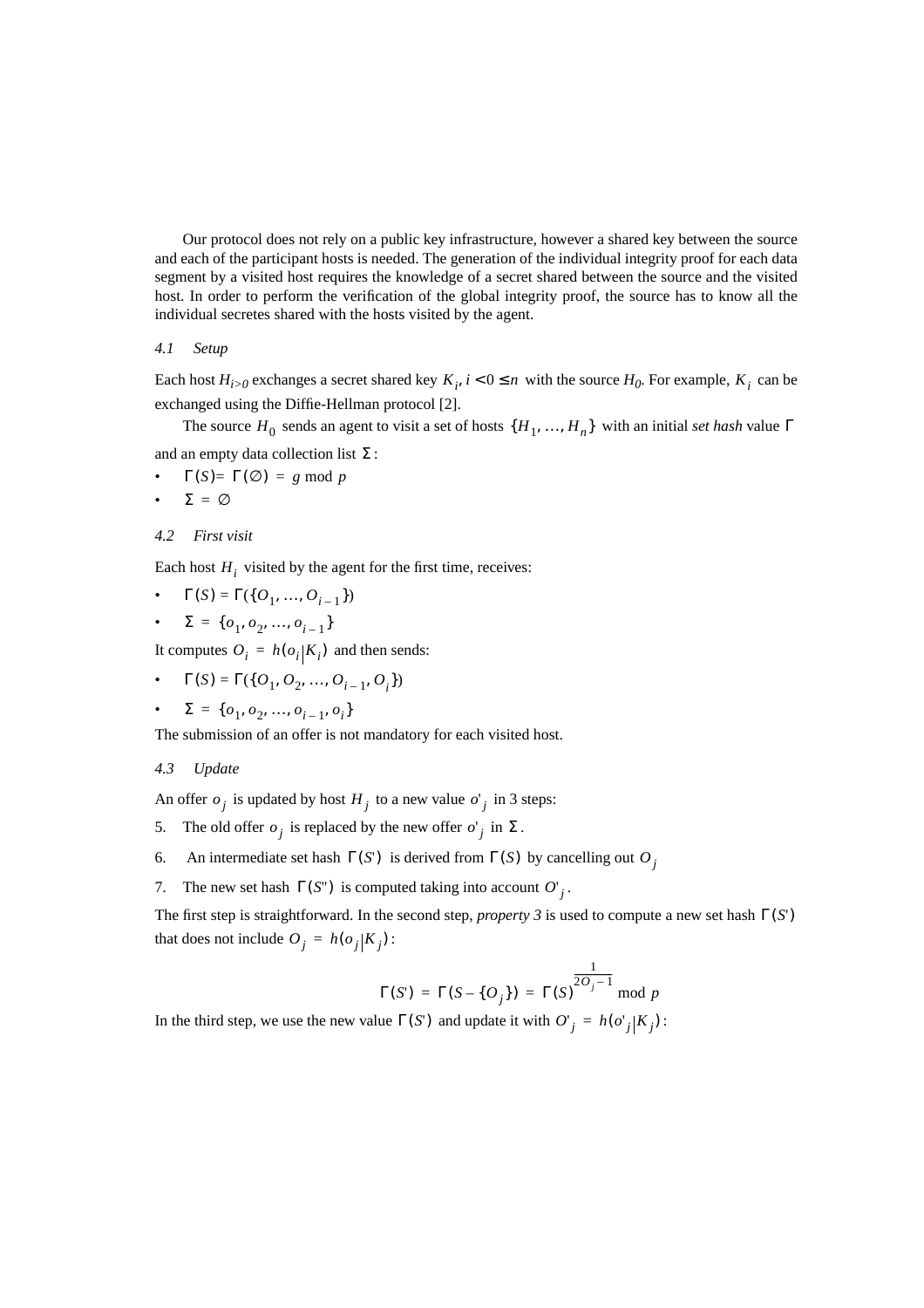Our protocol does not rely on a public key infrastructure, however a shared key between the source and each of the participant hosts is needed. The generation of the individual integrity proof for each data segment by a visited host requires the knowledge of a secret shared between the source and the visited host. In order to perform the verification of the global integrity proof, the source has to know all the individual secretes shared with the hosts visited by the agent.

### *4.1 Setup*

Each host $H_{i>0}$ exchanges a secret shared key $K_i, i < 0 \le n$ with the source $H_0$. For example, $K_i$ can be exchanged using the Diffie-Hellman protocol [2].

The source $H_0$ sends an agent to visit a set of hosts $\{H_1, \ldots, H_n\}$ with an initial *set hash* value $\Gamma$ and an empty data collection list $\Sigma$:

- $\Gamma(S) = \Gamma(\emptyset) = g \bmod p$
- $\Sigma = \emptyset$

### *4.2 First visit*

Each host $H_i$ visited by the agent for the first time, receives:

- $\Gamma(S) = \Gamma(\{O_1, \ldots, O_{i-1}\})$
- $\Sigma = \{o_1, o_2, \ldots, o_{i-1}\}$

It computes $O_i = h(o_i | K_i)$ and then sends:

- $\Gamma(S) = \Gamma(\{O_1, O_2, \ldots, O_{i-1}, O_i\})$
- $\Sigma = \{o_1, o_2, \ldots, o_{i-1}, o_i\}$

The submission of an offer is not mandatory for each visited host.

### *4.3 Update*

An offer $o_j$ is updated by host $H_j$ to a new value $o'_j$ in 3 steps:

5. The old offer $o_j$ is replaced by the new offer $o'_j$ in $\Sigma$.
6. An intermediate set hash $\Gamma(S')$ is derived from $\Gamma(S)$ by cancelling out $O_j$
7. The new set hash $\Gamma(S'')$ is computed taking into account $O'_j$.

The first step is straightforward. In the second step, *property 3* is used to compute a new set hash $\Gamma(S')$ that does not include $O_j = h(o_j | K_j)$:

$$\Gamma(S') = \Gamma(S - \{O_j\}) = \Gamma(S)^{\frac{1}{2O_j - 1}} \bmod p$$

In the third step, we use the new value $\Gamma(S')$ and update it with $O'_j = h(o'_j | K_j)$: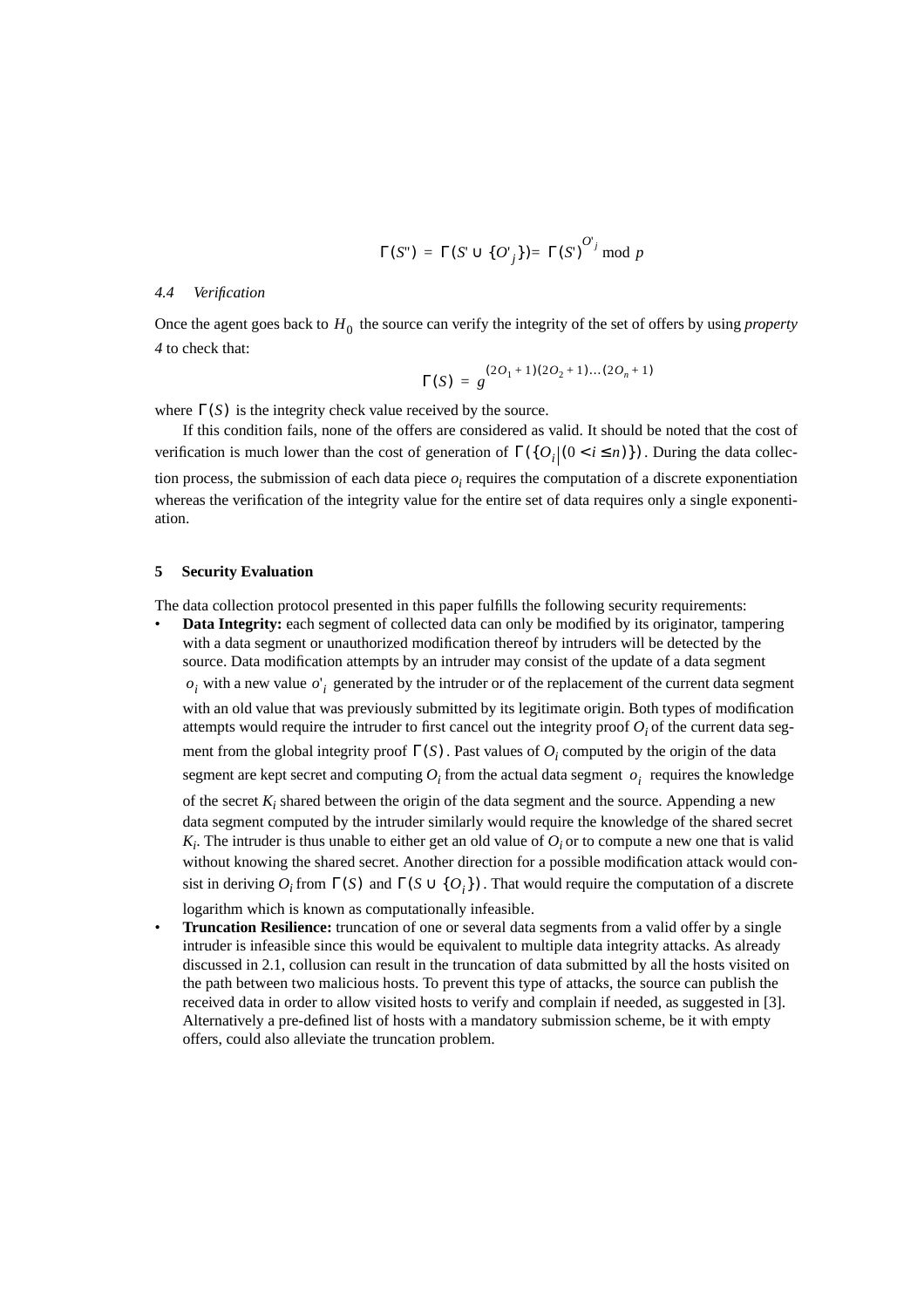$$\Gamma(S'') = \Gamma(S' \cup \{O'_j\}) = \Gamma(S')^{O'_j} \bmod p$$

### 4.4 Verification

Once the agent goes back to $H_0$ the source can verify the integrity of the set of offers by using *property 4* to check that:

$$\Gamma(S) = g^{(2O_1 + 1)(2O_2 + 1)\dots(2O_n + 1)}$$

where $\Gamma(S)$ is the integrity check value received by the source.

If this condition fails, none of the offers are considered as valid. It should be noted that the cost of verification is much lower than the cost of generation of $\Gamma(\{O_i | (0 < i \le n)\})$. During the data collection process, the submission of each data piece $o_i$ requires the computation of a discrete exponentiation whereas the verification of the integrity value for the entire set of data requires only a single exponentiation.

## 5 Security Evaluation

The data collection protocol presented in this paper fulfills the following security requirements:

- **Data Integrity:** each segment of collected data can only be modified by its originator, tampering with a data segment or unauthorized modification thereof by intruders will be detected by the source. Data modification attempts by an intruder may consist of the update of a data segment $o_i$ with a new value $o'_i$ generated by the intruder or of the replacement of the current data segment with an old value that was previously submitted by its legitimate origin. Both types of modification attempts would require the intruder to first cancel out the integrity proof $O_i$ of the current data segment from the global integrity proof $\Gamma(S)$. Past values of $O_i$ computed by the origin of the data segment are kept secret and computing $O_i$ from the actual data segment $o_i$ requires the knowledge of the secret $K_i$ shared between the origin of the data segment and the source. Appending a new data segment computed by the intruder similarly would require the knowledge of the shared secret $K_i$. The intruder is thus unable to either get an old value of $O_i$ or to compute a new one that is valid without knowing the shared secret. Another direction for a possible modification attack would consist in deriving $O_i$ from $\Gamma(S)$ and $\Gamma(S \cup \{O_i\})$. That would require the computation of a discrete logarithm which is known as computationally infeasible.
- **Truncation Resilience:** truncation of one or several data segments from a valid offer by a single intruder is infeasible since this would be equivalent to multiple data integrity attacks. As already discussed in 2.1, collusion can result in the truncation of data submitted by all the hosts visited on the path between two malicious hosts. To prevent this type of attacks, the source can publish the received data in order to allow visited hosts to verify and complain if needed, as suggested in [3]. Alternatively a pre-defined list of hosts with a mandatory submission scheme, be it with empty offers, could also alleviate the truncation problem.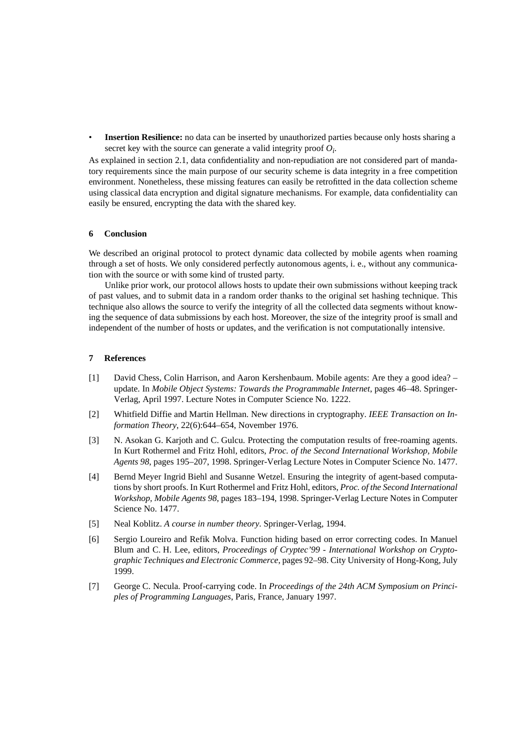- **Insertion Resilience:** no data can be inserted by unauthorized parties because only hosts sharing a secret key with the source can generate a valid integrity proof $O_i$.

As explained in section 2.1, data confidentiality and non-repudiation are not considered part of mandatory requirements since the main purpose of our security scheme is data integrity in a free competition environment. Nonetheless, these missing features can easily be retrofitted in the data collection scheme using classical data encryption and digital signature mechanisms. For example, data confidentiality can easily be ensured, encrypting the data with the shared key.

## 6 Conclusion

We described an original protocol to protect dynamic data collected by mobile agents when roaming through a set of hosts. We only considered perfectly autonomous agents, i. e., without any communication with the source or with some kind of trusted party.

Unlike prior work, our protocol allows hosts to update their own submissions without keeping track of past values, and to submit data in a random order thanks to the original set hashing technique. This technique also allows the source to verify the integrity of all the collected data segments without knowing the sequence of data submissions by each host. Moreover, the size of the integrity proof is small and independent of the number of hosts or updates, and the verification is not computationally intensive.

## 7 References

[1] David Chess, Colin Harrison, and Aaron Kershenbaum. Mobile agents: Are they a good idea? – update. In *Mobile Object Systems: Towards the Programmable Internet*, pages 46–48. Springer-Verlag, April 1997. Lecture Notes in Computer Science No. 1222.

[2] Whitfield Diffie and Martin Hellman. New directions in cryptography. *IEEE Transaction on Information Theory*, 22(6):644–654, November 1976.

[3] N. Asokan G. Karjoth and C. Gulcu. Protecting the computation results of free-roaming agents. In Kurt Rothermel and Fritz Hohl, editors, *Proc. of the Second International Workshop, Mobile Agents 98*, pages 195–207, 1998. Springer-Verlag Lecture Notes in Computer Science No. 1477.

[4] Bernd Meyer Ingrid Biehl and Susanne Wetzel. Ensuring the integrity of agent-based computations by short proofs. In Kurt Rothermel and Fritz Hohl, editors, *Proc. of the Second International Workshop, Mobile Agents 98*, pages 183–194, 1998. Springer-Verlag Lecture Notes in Computer Science No. 1477.

[5] Neal Koblitz. *A course in number theory*. Springer-Verlag, 1994.

[6] Sergio Loureiro and Refik Molva. Function hiding based on error correcting codes. In Manuel Blum and C. H. Lee, editors, *Proceedings of Cryptec'99 - International Workshop on Cryptographic Techniques and Electronic Commerce*, pages 92–98. City University of Hong-Kong, July 1999.

[7] George C. Necula. Proof-carrying code. In *Proceedings of the 24th ACM Symposium on Principles of Programming Languages*, Paris, France, January 1997.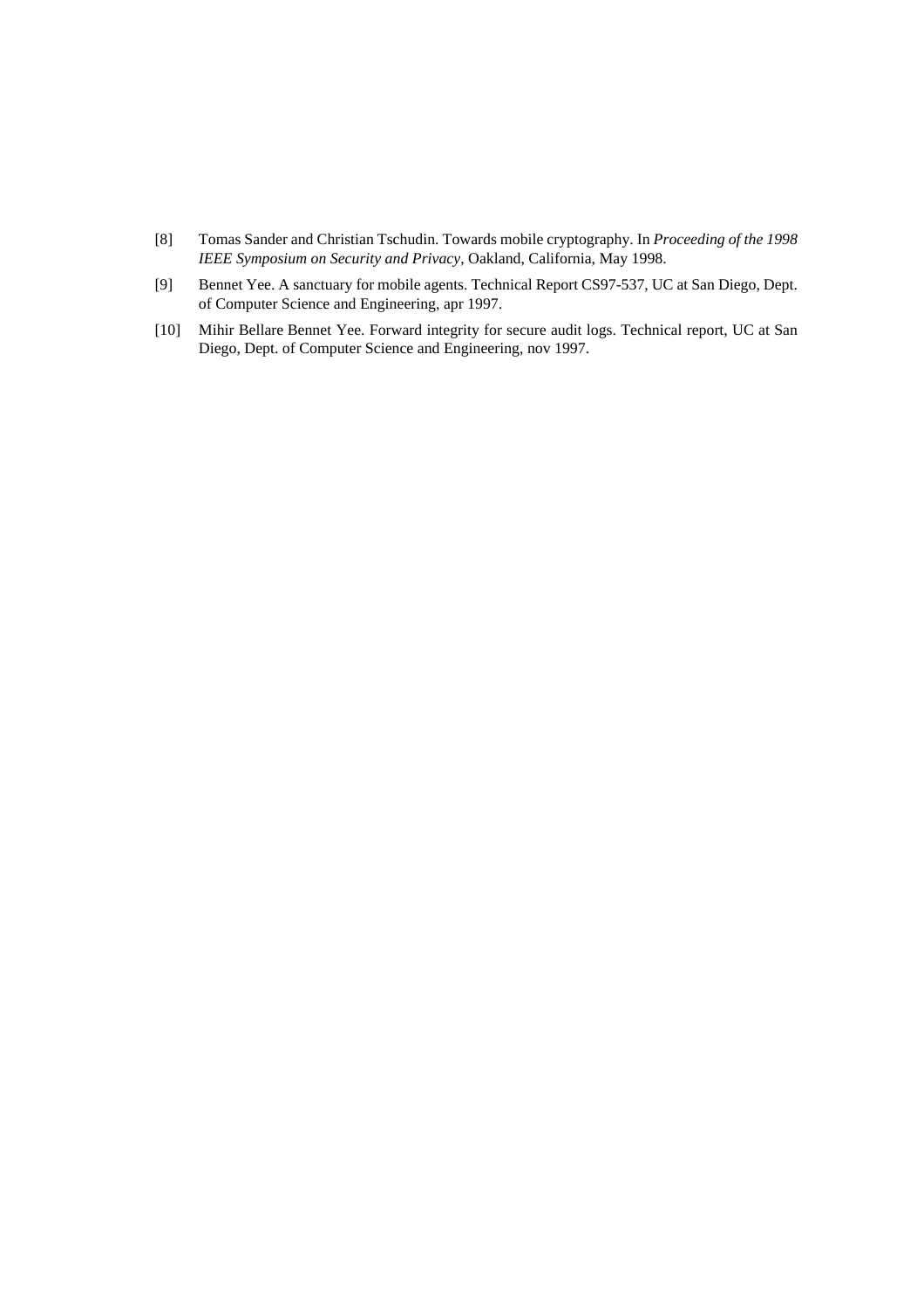[8] Tomas Sander and Christian Tschudin. Towards mobile cryptography. In *Proceeding of the 1998 IEEE Symposium on Security and Privacy*, Oakland, California, May 1998.

[9] Bennet Yee. A sanctuary for mobile agents. Technical Report CS97-537, UC at San Diego, Dept. of Computer Science and Engineering, apr 1997.

[10] Mihir Bellare Bennet Yee. Forward integrity for secure audit logs. Technical report, UC at San Diego, Dept. of Computer Science and Engineering, nov 1997.